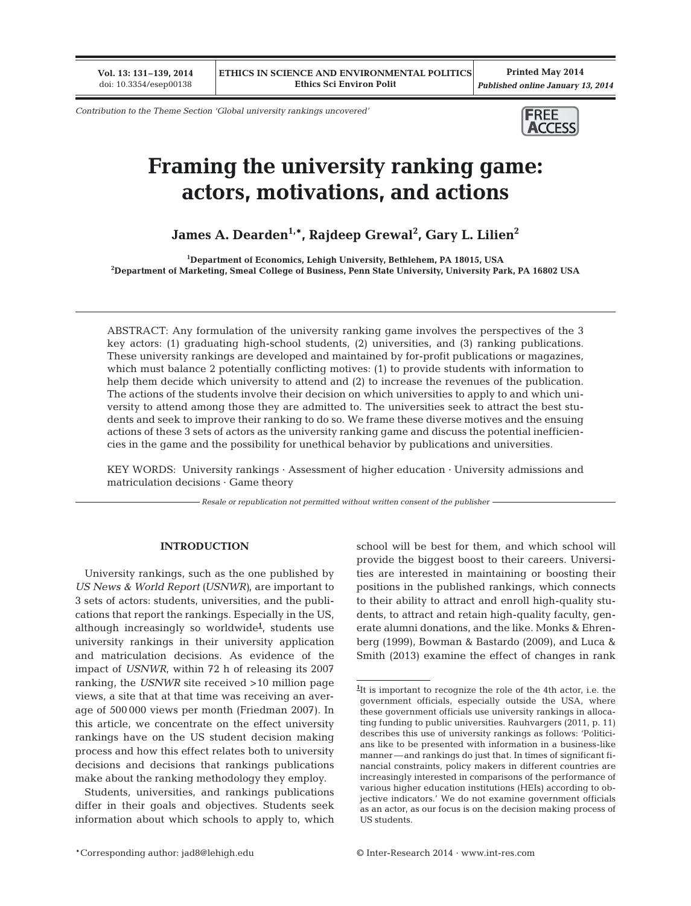Contribution to the Theme Section 'Global university rankings uncovered'

# Framing the university ranking game: actors, motivations, and actions

**James A. Dearden[1,*], Rajdeep Grewal[2], Gary L. Lilien[2]**

[1]Department of Economics, Lehigh University, Bethlehem, PA 18015, USA
[2]Department of Marketing, Smeal College of Business, Penn State University, University Park, PA 16802 USA

ABSTRACT: Any formulation of the university ranking game involves the perspectives of the 3 key actors: (1) graduating high-school students, (2) universities, and (3) ranking publications. These university rankings are developed and maintained by for-profit publications or magazines, which must balance 2 potentially conflicting motives: (1) to provide students with information to help them decide which university to attend and (2) to increase the revenues of the publication. The actions of the students involve their decision on which universities to apply to and which university to attend among those they are admitted to. The universities seek to attract the best students and seek to improve their ranking to do so. We frame these diverse motives and the ensuing actions of these 3 sets of actors as the university ranking game and discuss the potential inefficiencies in the game and the possibility for unethical behavior by publications and universities.

KEY WORDS: University rankings · Assessment of higher education · University admissions and matriculation decisions · Game theory

*Resale or republication not permitted without written consent of the publisher*

## INTRODUCTION

University rankings, such as the one published by *US News & World Report* (*USNWR*), are important to 3 sets of actors: students, universities, and the publications that report the rankings. Especially in the US, although increasingly so worldwide[1], students use university rankings in their university application and matriculation decisions. As evidence of the impact of *USNWR*, within 72 h of releasing its 2007 ranking, the *USNWR* site received >10 million page views, a site that at that time was receiving an average of 500 000 views per month (Friedman 2007). In this article, we concentrate on the effect university rankings have on the US student decision making process and how this effect relates both to university decisions and decisions that rankings publications make about the ranking methodology they employ.

Students, universities, and rankings publications differ in their goals and objectives. Students seek information about which schools to apply to, which school will be best for them, and which school will provide the biggest boost to their careers. Universities are interested in maintaining or boosting their positions in the published rankings, which connects to their ability to attract and enroll high-quality students, to attract and retain high-quality faculty, generate alumni donations, and the like. Monks & Ehrenberg (1999), Bowman & Bastardo (2009), and Luca & Smith (2013) examine the effect of changes in rank

[1]It is important to recognize the role of the 4th actor, i.e. the government officials, especially outside the USA, where these government officials use university rankings in allocating funding to public universities. Rauhvargers (2011, p. 11) describes this use of university rankings as follows: 'Politicians like to be presented with information in a business-like manner — and rankings do just that. In times of significant financial constraints, policy makers in different countries are increasingly interested in comparisons of the performance of various higher education institutions (HEIs) according to objective indicators.' We do not examine government officials as an actor, as our focus is on the decision making process of US students.

*Corresponding author: jad8@lehigh.edu

© Inter-Research 2014 · www.int-res.com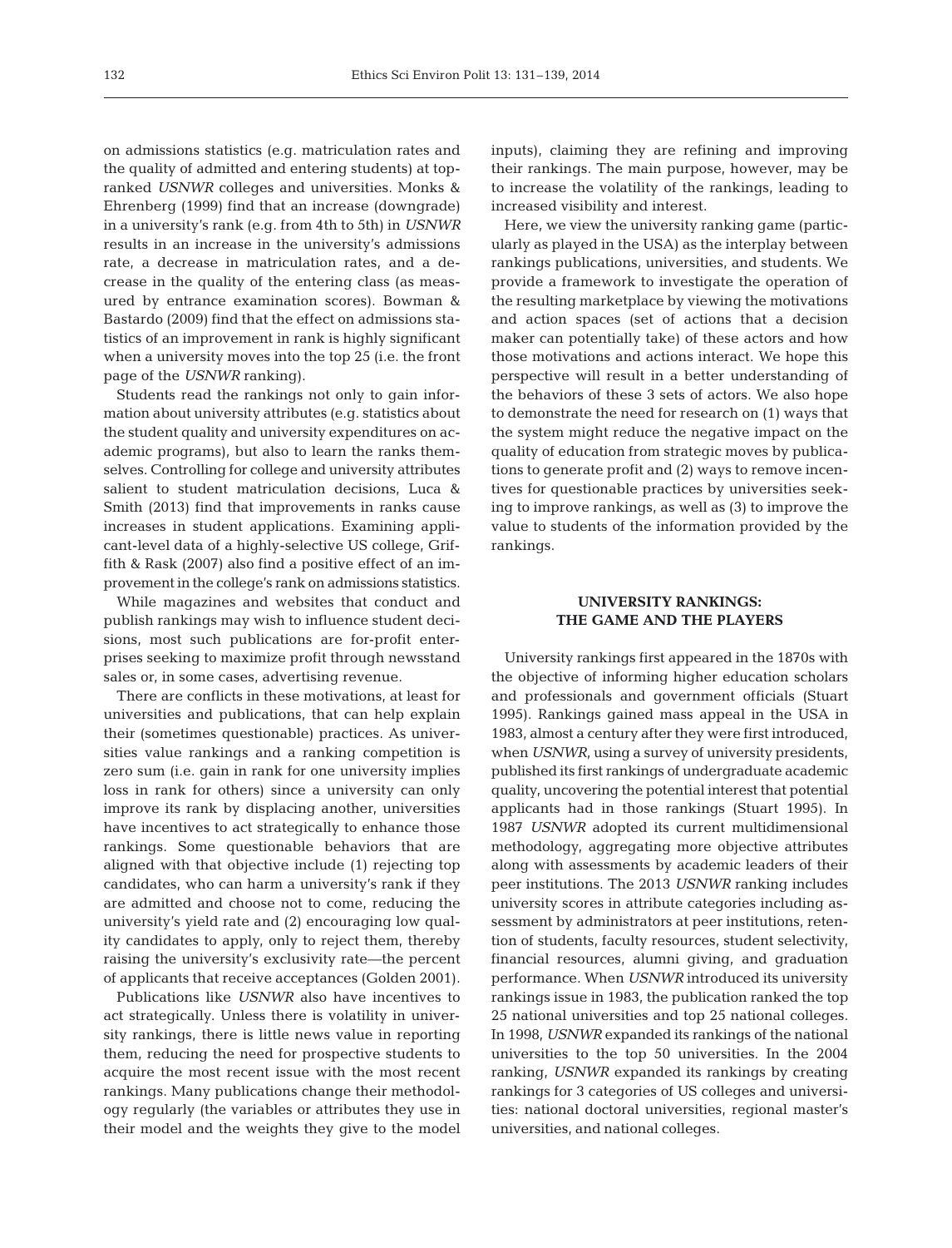on admissions statistics (e.g. matriculation rates and the quality of admitted and entering students) at top-ranked *USNWR* colleges and universities. Monks & Ehrenberg (1999) find that an increase (downgrade) in a university's rank (e.g. from 4th to 5th) in *USNWR* results in an increase in the university's admissions rate, a decrease in matriculation rates, and a decrease in the quality of the entering class (as measured by entrance examination scores). Bowman & Bastardo (2009) find that the effect on admissions statistics of an improvement in rank is highly significant when a university moves into the top 25 (i.e. the front page of the *USNWR* ranking).

Students read the rankings not only to gain information about university attributes (e.g. statistics about the student quality and university expenditures on academic programs), but also to learn the ranks themselves. Controlling for college and university attributes salient to student matriculation decisions, Luca & Smith (2013) find that improvements in ranks cause increases in student applications. Examining applicant-level data of a highly-selective US college, Griffith & Rask (2007) also find a positive effect of an improvement in the college's rank on admissions statistics.

While magazines and websites that conduct and publish rankings may wish to influence student decisions, most such publications are for-profit enterprises seeking to maximize profit through newsstand sales or, in some cases, advertising revenue.

There are conflicts in these motivations, at least for universities and publications, that can help explain their (sometimes questionable) practices. As universities value rankings and a ranking competition is zero sum (i.e. gain in rank for one university implies loss in rank for others) since a university can only improve its rank by displacing another, universities have incentives to act strategically to enhance those rankings. Some questionable behaviors that are aligned with that objective include (1) rejecting top candidates, who can harm a university's rank if they are admitted and choose not to come, reducing the university's yield rate and (2) encouraging low quality candidates to apply, only to reject them, thereby raising the university's exclusivity rate—the percent of applicants that receive acceptances (Golden 2001).

Publications like *USNWR* also have incentives to act strategically. Unless there is volatility in university rankings, there is little news value in reporting them, reducing the need for prospective students to acquire the most recent issue with the most recent rankings. Many publications change their methodology regularly (the variables or attributes they use in their model and the weights they give to the model inputs), claiming they are refining and improving their rankings. The main purpose, however, may be to increase the volatility of the rankings, leading to increased visibility and interest.

Here, we view the university ranking game (particularly as played in the USA) as the interplay between rankings publications, universities, and students. We provide a framework to investigate the operation of the resulting marketplace by viewing the motivations and action spaces (set of actions that a decision maker can potentially take) of these actors and how those motivations and actions interact. We hope this perspective will result in a better understanding of the behaviors of these 3 sets of actors. We also hope to demonstrate the need for research on (1) ways that the system might reduce the negative impact on the quality of education from strategic moves by publications to generate profit and (2) ways to remove incentives for questionable practices by universities seeking to improve rankings, as well as (3) to improve the value to students of the information provided by the rankings.

## UNIVERSITY RANKINGS: THE GAME AND THE PLAYERS

University rankings first appeared in the 1870s with the objective of informing higher education scholars and professionals and government officials (Stuart 1995). Rankings gained mass appeal in the USA in 1983, almost a century after they were first introduced, when *USNWR*, using a survey of university presidents, published its first rankings of undergraduate academic quality, uncovering the potential interest that potential applicants had in those rankings (Stuart 1995). In 1987 *USNWR* adopted its current multidimensional methodology, aggregating more objective attributes along with assessments by academic leaders of their peer institutions. The 2013 *USNWR* ranking includes university scores in attribute categories including assessment by administrators at peer institutions, retention of students, faculty resources, student selectivity, financial resources, alumni giving, and graduation performance. When *USNWR* introduced its university rankings issue in 1983, the publication ranked the top 25 national universities and top 25 national colleges. In 1998, *USNWR* expanded its rankings of the national universities to the top 50 universities. In the 2004 ranking, *USNWR* expanded its rankings by creating rankings for 3 categories of US colleges and universities: national doctoral universities, regional master's universities, and national colleges.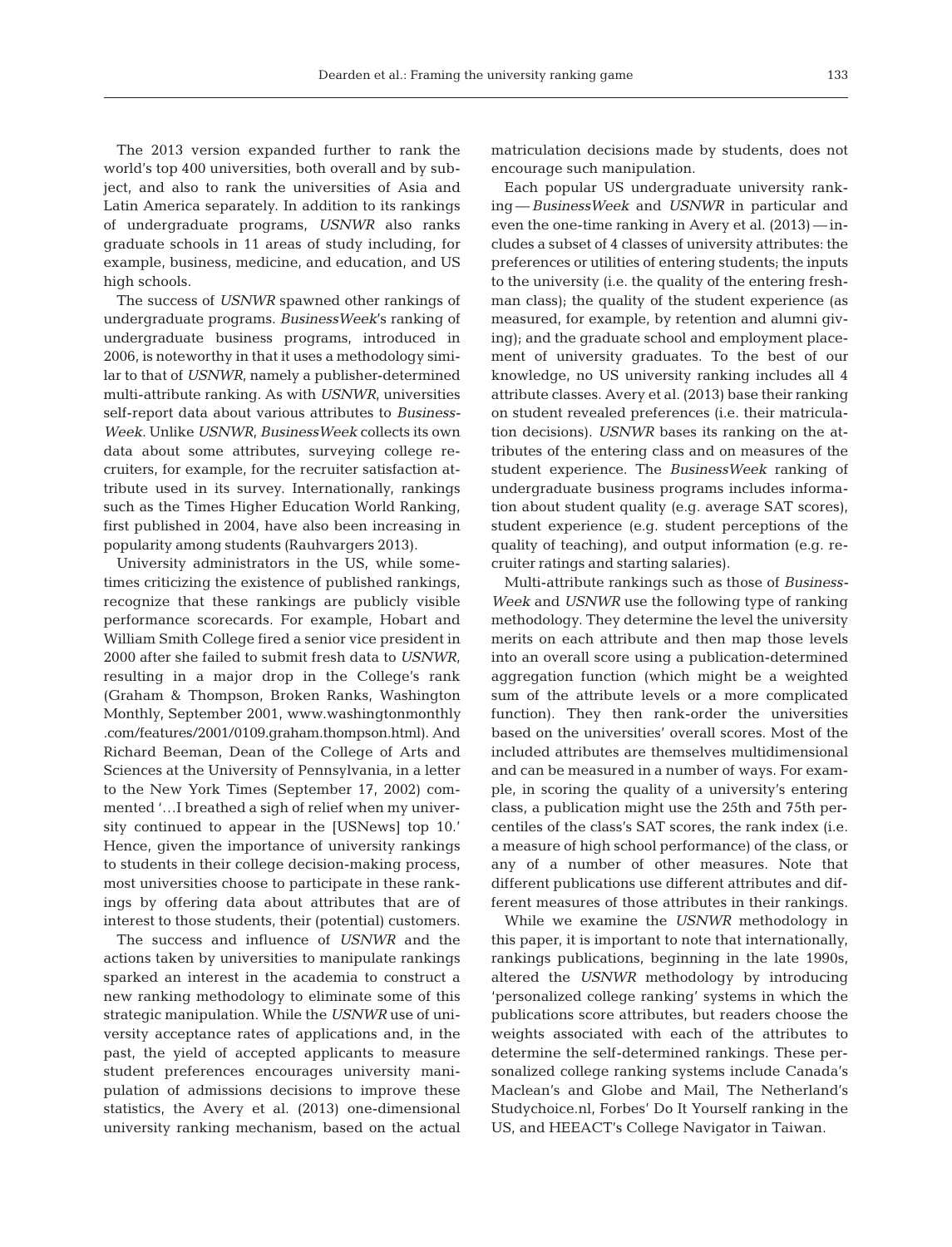The 2013 version expanded further to rank the world's top 400 universities, both overall and by subject, and also to rank the universities of Asia and Latin America separately. In addition to its rankings of undergraduate programs, *USNWR* also ranks graduate schools in 11 areas of study including, for example, business, medicine, and education, and US high schools.

The success of *USNWR* spawned other rankings of undergraduate programs. *BusinessWeek*'s ranking of undergraduate business programs, introduced in 2006, is noteworthy in that it uses a methodology similar to that of *USNWR*, namely a publisher-determined multi-attribute ranking. As with *USNWR*, universities self-report data about various attributes to *BusinessWeek*. Unlike *USNWR*, *BusinessWeek* collects its own data about some attributes, surveying college recruiters, for example, for the recruiter satisfaction attribute used in its survey. Internationally, rankings such as the Times Higher Education World Ranking, first published in 2004, have also been increasing in popularity among students (Rauhvargers 2013).

University administrators in the US, while sometimes criticizing the existence of published rankings, recognize that these rankings are publicly visible performance scorecards. For example, Hobart and William Smith College fired a senior vice president in 2000 after she failed to submit fresh data to *USNWR*, resulting in a major drop in the College's rank (Graham & Thompson, Broken Ranks, Washington Monthly, September 2001, www.washingtonmonthly.com/features/2001/0109.graham.thompson.html). And Richard Beeman, Dean of the College of Arts and Sciences at the University of Pennsylvania, in a letter to the New York Times (September 17, 2002) commented '…I breathed a sigh of relief when my university continued to appear in the [USNews] top 10.' Hence, given the importance of university rankings to students in their college decision-making process, most universities choose to participate in these rankings by offering data about attributes that are of interest to those students, their (potential) customers.

The success and influence of *USNWR* and the actions taken by universities to manipulate rankings sparked an interest in the academia to construct a new ranking methodology to eliminate some of this strategic manipulation. While the *USNWR* use of university acceptance rates of applications and, in the past, the yield of accepted applicants to measure student preferences encourages university manipulation of admissions decisions to improve these statistics, the Avery et al. (2013) one-dimensional university ranking mechanism, based on the actual matriculation decisions made by students, does not encourage such manipulation.

Each popular US undergraduate university ranking — *BusinessWeek* and *USNWR* in particular and even the one-time ranking in Avery et al. (2013) — includes a subset of 4 classes of university attributes: the preferences or utilities of entering students; the inputs to the university (i.e. the quality of the entering freshman class); the quality of the student experience (as measured, for example, by retention and alumni giving); and the graduate school and employment placement of university graduates. To the best of our knowledge, no US university ranking includes all 4 attribute classes. Avery et al. (2013) base their ranking on student revealed preferences (i.e. their matriculation decisions). *USNWR* bases its ranking on the attributes of the entering class and on measures of the student experience. The *BusinessWeek* ranking of undergraduate business programs includes information about student quality (e.g. average SAT scores), student experience (e.g. student perceptions of the quality of teaching), and output information (e.g. recruiter ratings and starting salaries).

Multi-attribute rankings such as those of *BusinessWeek* and *USNWR* use the following type of ranking methodology. They determine the level the university merits on each attribute and then map those levels into an overall score using a publication-determined aggregation function (which might be a weighted sum of the attribute levels or a more complicated function). They then rank-order the universities based on the universities' overall scores. Most of the included attributes are themselves multidimensional and can be measured in a number of ways. For example, in scoring the quality of a university's entering class, a publication might use the 25th and 75th percentiles of the class's SAT scores, the rank index (i.e. a measure of high school performance) of the class, or any of a number of other measures. Note that different publications use different attributes and different measures of those attributes in their rankings.

While we examine the *USNWR* methodology in this paper, it is important to note that internationally, rankings publications, beginning in the late 1990s, altered the *USNWR* methodology by introducing 'personalized college ranking' systems in which the publications score attributes, but readers choose the weights associated with each of the attributes to determine the self-determined rankings. These personalized college ranking systems include Canada's Maclean's and Globe and Mail, The Netherland's Studychoice.nl, Forbes' Do It Yourself ranking in the US, and HEEACT's College Navigator in Taiwan.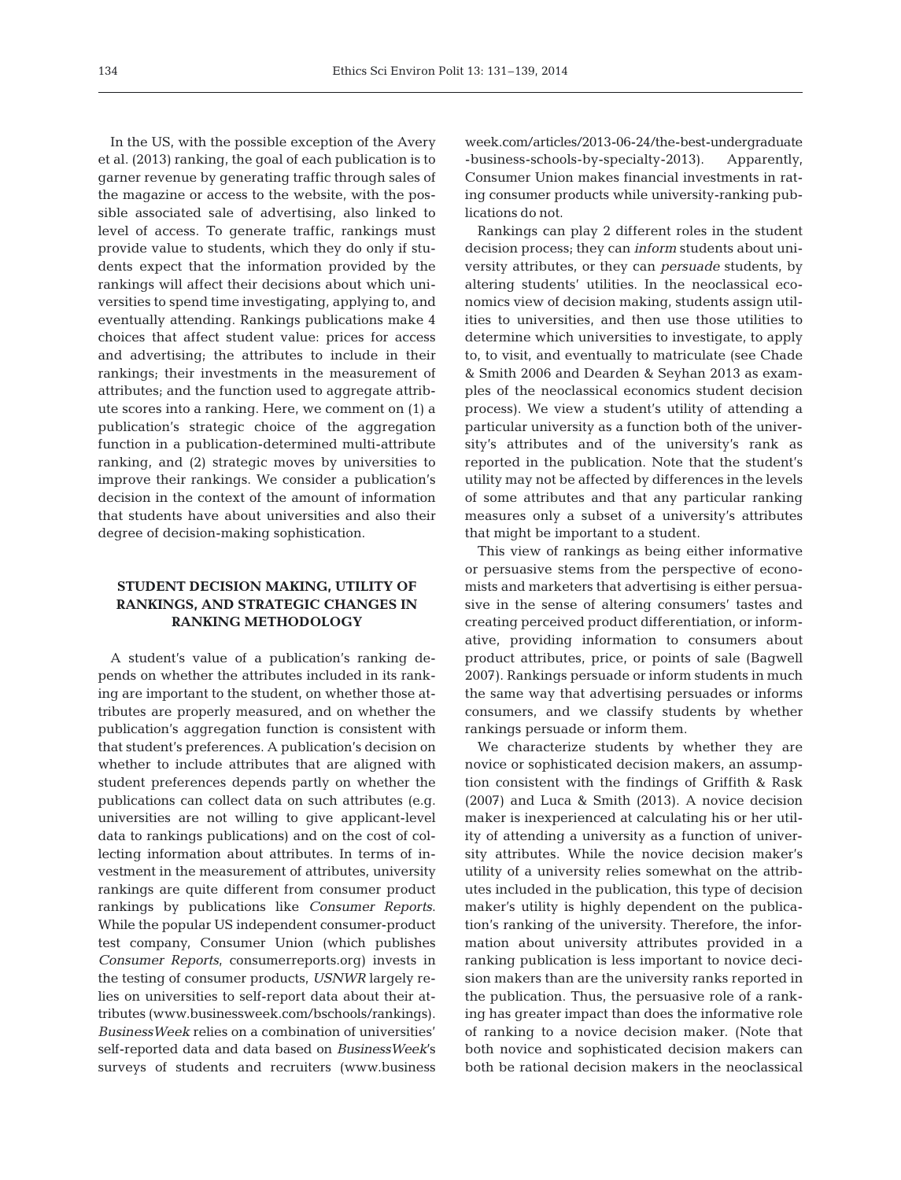In the US, with the possible exception of the Avery et al. (2013) ranking, the goal of each publication is to garner revenue by generating traffic through sales of the magazine or access to the website, with the possible associated sale of advertising, also linked to level of access. To generate traffic, rankings must provide value to students, which they do only if students expect that the information provided by the rankings will affect their decisions about which universities to spend time investigating, applying to, and eventually attending. Rankings publications make 4 choices that affect student value: prices for access and advertising; the attributes to include in their rankings; their investments in the measurement of attributes; and the function used to aggregate attribute scores into a ranking. Here, we comment on (1) a publication's strategic choice of the aggregation function in a publication-determined multi-attribute ranking, and (2) strategic moves by universities to improve their rankings. We consider a publication's decision in the context of the amount of information that students have about universities and also their degree of decision-making sophistication.

## STUDENT DECISION MAKING, UTILITY OF RANKINGS, AND STRATEGIC CHANGES IN RANKING METHODOLOGY

A student's value of a publication's ranking depends on whether the attributes included in its ranking are important to the student, on whether those attributes are properly measured, and on whether the publication's aggregation function is consistent with that student's preferences. A publication's decision on whether to include attributes that are aligned with student preferences depends partly on whether the publications can collect data on such attributes (e.g. universities are not willing to give applicant-level data to rankings publications) and on the cost of collecting information about attributes. In terms of investment in the measurement of attributes, university rankings are quite different from consumer product rankings by publications like *Consumer Reports*. While the popular US independent consumer-product test company, Consumer Union (which publishes *Consumer Reports*, consumerreports.org) invests in the testing of consumer products, *USNWR* largely relies on universities to self-report data about their attributes (www.businessweek.com/bschools/rankings). *BusinessWeek* relies on a combination of universities' self-reported data and data based on *BusinessWeek*'s surveys of students and recruiters (www.businessweek.com/articles/2013-06-24/the-best-undergraduate-business-schools-by-specialty-2013). Apparently, Consumer Union makes financial investments in rating consumer products while university-ranking publications do not.

Rankings can play 2 different roles in the student decision process; they can *inform* students about university attributes, or they can *persuade* students, by altering students' utilities. In the neoclassical economics view of decision making, students assign utilities to universities, and then use those utilities to determine which universities to investigate, to apply to, to visit, and eventually to matriculate (see Chade & Smith 2006 and Dearden & Seyhan 2013 as examples of the neoclassical economics student decision process). We view a student's utility of attending a particular university as a function both of the university's attributes and of the university's rank as reported in the publication. Note that the student's utility may not be affected by differences in the levels of some attributes and that any particular ranking measures only a subset of a university's attributes that might be important to a student.

This view of rankings as being either informative or persuasive stems from the perspective of economists and marketers that advertising is either persuasive in the sense of altering consumers' tastes and creating perceived product differentiation, or informative, providing information to consumers about product attributes, price, or points of sale (Bagwell 2007). Rankings persuade or inform students in much the same way that advertising persuades or informs consumers, and we classify students by whether rankings persuade or inform them.

We characterize students by whether they are novice or sophisticated decision makers, an assumption consistent with the findings of Griffith & Rask (2007) and Luca & Smith (2013). A novice decision maker is inexperienced at calculating his or her utility of attending a university as a function of university attributes. While the novice decision maker's utility of a university relies somewhat on the attributes included in the publication, this type of decision maker's utility is highly dependent on the publication's ranking of the university. Therefore, the information about university attributes provided in a ranking publication is less important to novice decision makers than are the university ranks reported in the publication. Thus, the persuasive role of a ranking has greater impact than does the informative role of ranking to a novice decision maker. (Note that both novice and sophisticated decision makers can both be rational decision makers in the neoclassical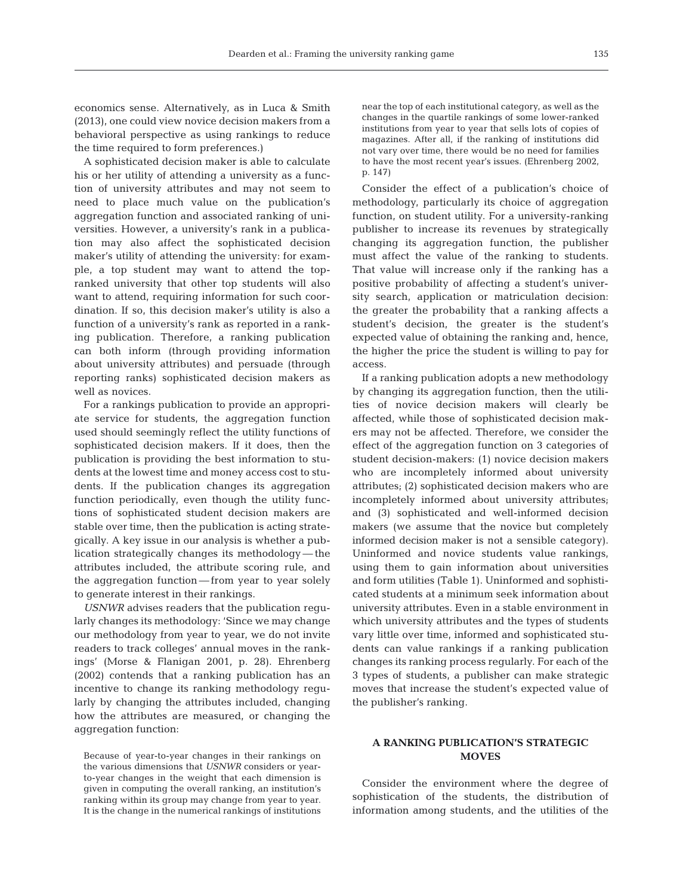economics sense. Alternatively, as in Luca & Smith (2013), one could view novice decision makers from a behavioral perspective as using rankings to reduce the time required to form preferences.)

A sophisticated decision maker is able to calculate his or her utility of attending a university as a function of university attributes and may not seem to need to place much value on the publication's aggregation function and associated ranking of universities. However, a university's rank in a publication may also affect the sophisticated decision maker's utility of attending the university: for example, a top student may want to attend the top-ranked university that other top students will also want to attend, requiring information for such coordination. If so, this decision maker's utility is also a function of a university's rank as reported in a ranking publication. Therefore, a ranking publication can both inform (through providing information about university attributes) and persuade (through reporting ranks) sophisticated decision makers as well as novices.

For a rankings publication to provide an appropriate service for students, the aggregation function used should seemingly reflect the utility functions of sophisticated decision makers. If it does, then the publication is providing the best information to students at the lowest time and money access cost to students. If the publication changes its aggregation function periodically, even though the utility functions of sophisticated student decision makers are stable over time, then the publication is acting strategically. A key issue in our analysis is whether a publication strategically changes its methodology — the attributes included, the attribute scoring rule, and the aggregation function — from year to year solely to generate interest in their rankings.

*USNWR* advises readers that the publication regularly changes its methodology: 'Since we may change our methodology from year to year, we do not invite readers to track colleges' annual moves in the rankings' (Morse & Flanigan 2001, p. 28). Ehrenberg (2002) contends that a ranking publication has an incentive to change its ranking methodology regularly by changing the attributes included, changing how the attributes are measured, or changing the aggregation function:

> Because of year-to-year changes in their rankings on the various dimensions that *USNWR* considers or year-to-year changes in the weight that each dimension is given in computing the overall ranking, an institution's ranking within its group may change from year to year. It is the change in the numerical rankings of institutions near the top of each institutional category, as well as the changes in the quartile rankings of some lower-ranked institutions from year to year that sells lots of copies of magazines. After all, if the ranking of institutions did not vary over time, there would be no need for families to have the most recent year's issues. (Ehrenberg 2002, p. 147)

Consider the effect of a publication's choice of methodology, particularly its choice of aggregation function, on student utility. For a university-ranking publisher to increase its revenues by strategically changing its aggregation function, the publisher must affect the value of the ranking to students. That value will increase only if the ranking has a positive probability of affecting a student's university search, application or matriculation decision: the greater the probability that a ranking affects a student's decision, the greater is the student's expected value of obtaining the ranking and, hence, the higher the price the student is willing to pay for access.

If a ranking publication adopts a new methodology by changing its aggregation function, then the utilities of novice decision makers will clearly be affected, while those of sophisticated decision makers may not be affected. Therefore, we consider the effect of the aggregation function on 3 categories of student decision-makers: (1) novice decision makers who are incompletely informed about university attributes; (2) sophisticated decision makers who are incompletely informed about university attributes; and (3) sophisticated and well-informed decision makers (we assume that the novice but completely informed decision maker is not a sensible category). Uninformed and novice students value rankings, using them to gain information about universities and form utilities (Table 1). Uninformed and sophisticated students at a minimum seek information about university attributes. Even in a stable environment in which university attributes and the types of students vary little over time, informed and sophisticated students can value rankings if a ranking publication changes its ranking process regularly. For each of the 3 types of students, a publisher can make strategic moves that increase the student's expected value of the publisher's ranking.

## A RANKING PUBLICATION'S STRATEGIC MOVES

Consider the environment where the degree of sophistication of the students, the distribution of information among students, and the utilities of the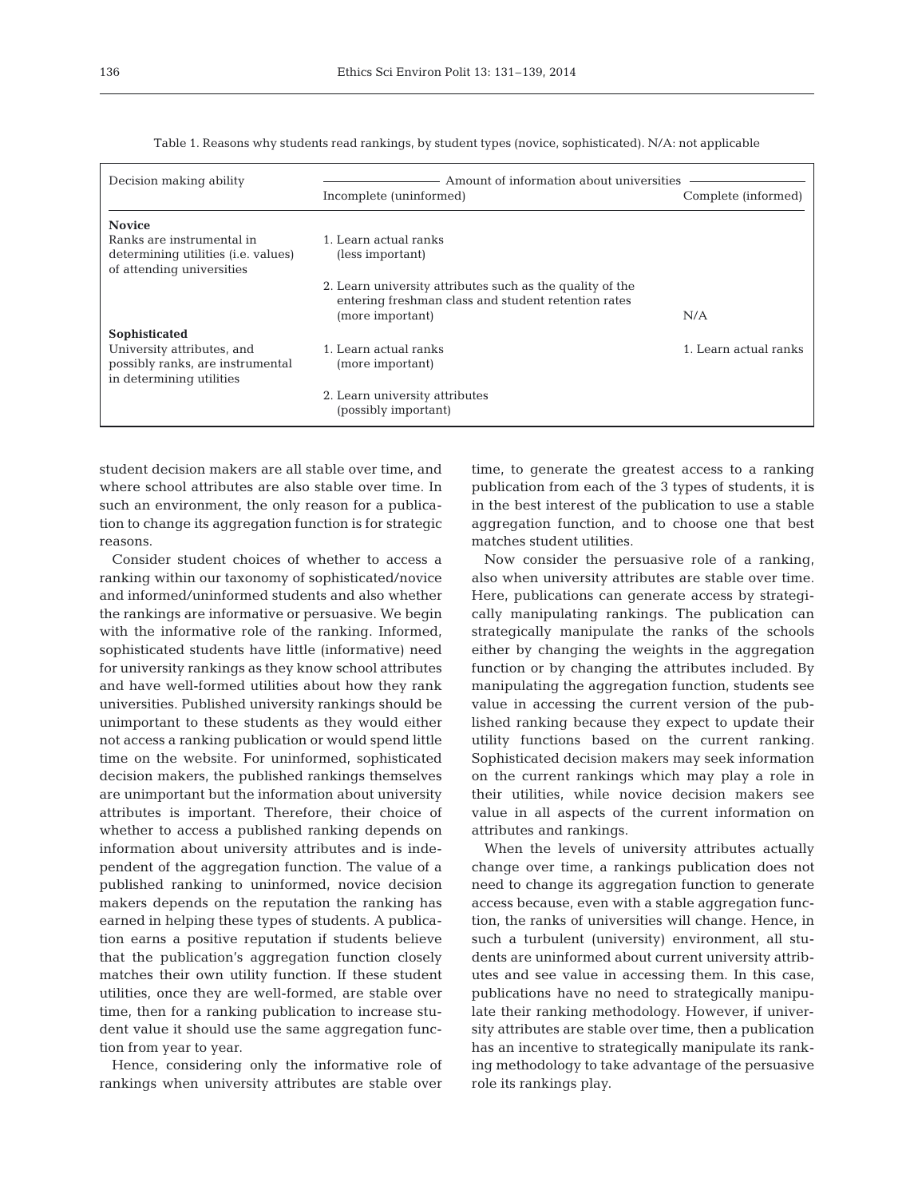Table 1. Reasons why students read rankings, by student types (novice, sophisticated). N/A: not applicable

| Decision making ability | Amount of information about universities | |
|---|---|---|
| | Incomplete (uninformed) | Complete (informed) |
| **Novice** | | |
| Ranks are instrumental in determining utilities (i.e. values) of attending universities | 1. Learn actual ranks (less important) | |
| | 2. Learn university attributes such as the quality of the entering freshman class and student retention rates (more important) | N/A |
| **Sophisticated** | | |
| University attributes, and possibly ranks, are instrumental in determining utilities | 1. Learn actual ranks (more important) | 1. Learn actual ranks |
| | 2. Learn university attributes (possibly important) | |

student decision makers are all stable over time, and where school attributes are also stable over time. In such an environment, the only reason for a publication to change its aggregation function is for strategic reasons.

Consider student choices of whether to access a ranking within our taxonomy of sophisticated/novice and informed/uninformed students and also whether the rankings are informative or persuasive. We begin with the informative role of the ranking. Informed, sophisticated students have little (informative) need for university rankings as they know school attributes and have well-formed utilities about how they rank universities. Published university rankings should be unimportant to these students as they would either not access a ranking publication or would spend little time on the website. For uninformed, sophisticated decision makers, the published rankings themselves are unimportant but the information about university attributes is important. Therefore, their choice of whether to access a published ranking depends on information about university attributes and is independent of the aggregation function. The value of a published ranking to uninformed, novice decision makers depends on the reputation the ranking has earned in helping these types of students. A publication earns a positive reputation if students believe that the publication's aggregation function closely matches their own utility function. If these student utilities, once they are well-formed, are stable over time, then for a ranking publication to increase student value it should use the same aggregation function from year to year.

Hence, considering only the informative role of rankings when university attributes are stable over time, to generate the greatest access to a ranking publication from each of the 3 types of students, it is in the best interest of the publication to use a stable aggregation function, and to choose one that best matches student utilities.

Now consider the persuasive role of a ranking, also when university attributes are stable over time. Here, publications can generate access by strategically manipulating rankings. The publication can strategically manipulate the ranks of the schools either by changing the weights in the aggregation function or by changing the attributes included. By manipulating the aggregation function, students see value in accessing the current version of the published ranking because they expect to update their utility functions based on the current ranking. Sophisticated decision makers may seek information on the current rankings which may play a role in their utilities, while novice decision makers see value in all aspects of the current information on attributes and rankings.

When the levels of university attributes actually change over time, a rankings publication does not need to change its aggregation function to generate access because, even with a stable aggregation function, the ranks of universities will change. Hence, in such a turbulent (university) environment, all students are uninformed about current university attributes and see value in accessing them. In this case, publications have no need to strategically manipulate their ranking methodology. However, if university attributes are stable over time, then a publication has an incentive to strategically manipulate its ranking methodology to take advantage of the persuasive role its rankings play.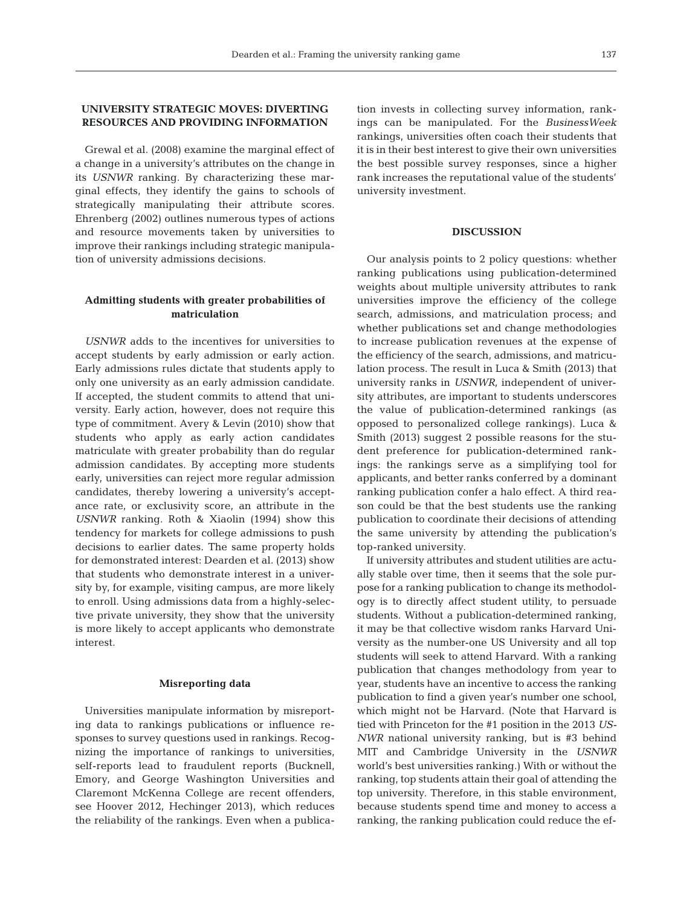## UNIVERSITY STRATEGIC MOVES: DIVERTING RESOURCES AND PROVIDING INFORMATION

Grewal et al. (2008) examine the marginal effect of a change in a university's attributes on the change in its *USNWR* ranking. By characterizing these marginal effects, they identify the gains to schools of strategically manipulating their attribute scores. Ehrenberg (2002) outlines numerous types of actions and resource movements taken by universities to improve their rankings including strategic manipulation of university admissions decisions.

### Admitting students with greater probabilities of matriculation

*USNWR* adds to the incentives for universities to accept students by early admission or early action. Early admissions rules dictate that students apply to only one university as an early admission candidate. If accepted, the student commits to attend that university. Early action, however, does not require this type of commitment. Avery & Levin (2010) show that students who apply as early action candidates matriculate with greater probability than do regular admission candidates. By accepting more students early, universities can reject more regular admission candidates, thereby lowering a university's acceptance rate, or exclusivity score, an attribute in the *USNWR* ranking. Roth & Xiaolin (1994) show this tendency for markets for college admissions to push decisions to earlier dates. The same property holds for demonstrated interest: Dearden et al. (2013) show that students who demonstrate interest in a university by, for example, visiting campus, are more likely to enroll. Using admissions data from a highly-selective private university, they show that the university is more likely to accept applicants who demonstrate interest.

### Misreporting data

Universities manipulate information by misreporting data to rankings publications or influence responses to survey questions used in rankings. Recognizing the importance of rankings to universities, self-reports lead to fraudulent reports (Bucknell, Emory, and George Washington Universities and Claremont McKenna College are recent offenders, see Hoover 2012, Hechinger 2013), which reduces the reliability of the rankings. Even when a publication invests in collecting survey information, rankings can be manipulated. For the *BusinessWeek* rankings, universities often coach their students that it is in their best interest to give their own universities the best possible survey responses, since a higher rank increases the reputational value of the students' university investment.

## DISCUSSION

Our analysis points to 2 policy questions: whether ranking publications using publication-determined weights about multiple university attributes to rank universities improve the efficiency of the college search, admissions, and matriculation process; and whether publications set and change methodologies to increase publication revenues at the expense of the efficiency of the search, admissions, and matriculation process. The result in Luca & Smith (2013) that university ranks in *USNWR*, independent of university attributes, are important to students underscores the value of publication-determined rankings (as opposed to personalized college rankings). Luca & Smith (2013) suggest 2 possible reasons for the student preference for publication-determined rankings: the rankings serve as a simplifying tool for applicants, and better ranks conferred by a dominant ranking publication confer a halo effect. A third reason could be that the best students use the ranking publication to coordinate their decisions of attending the same university by attending the publication's top-ranked university.

If university attributes and student utilities are actually stable over time, then it seems that the sole purpose for a ranking publication to change its methodology is to directly affect student utility, to persuade students. Without a publication-determined ranking, it may be that collective wisdom ranks Harvard University as the number-one US University and all top students will seek to attend Harvard. With a ranking publication that changes methodology from year to year, students have an incentive to access the ranking publication to find a given year's number one school, which might not be Harvard. (Note that Harvard is tied with Princeton for the #1 position in the 2013 *USNWR* national university ranking, but is #3 behind MIT and Cambridge University in the *USNWR* world's best universities ranking.) With or without the ranking, top students attain their goal of attending the top university. Therefore, in this stable environment, because students spend time and money to access a ranking, the ranking publication could reduce the ef-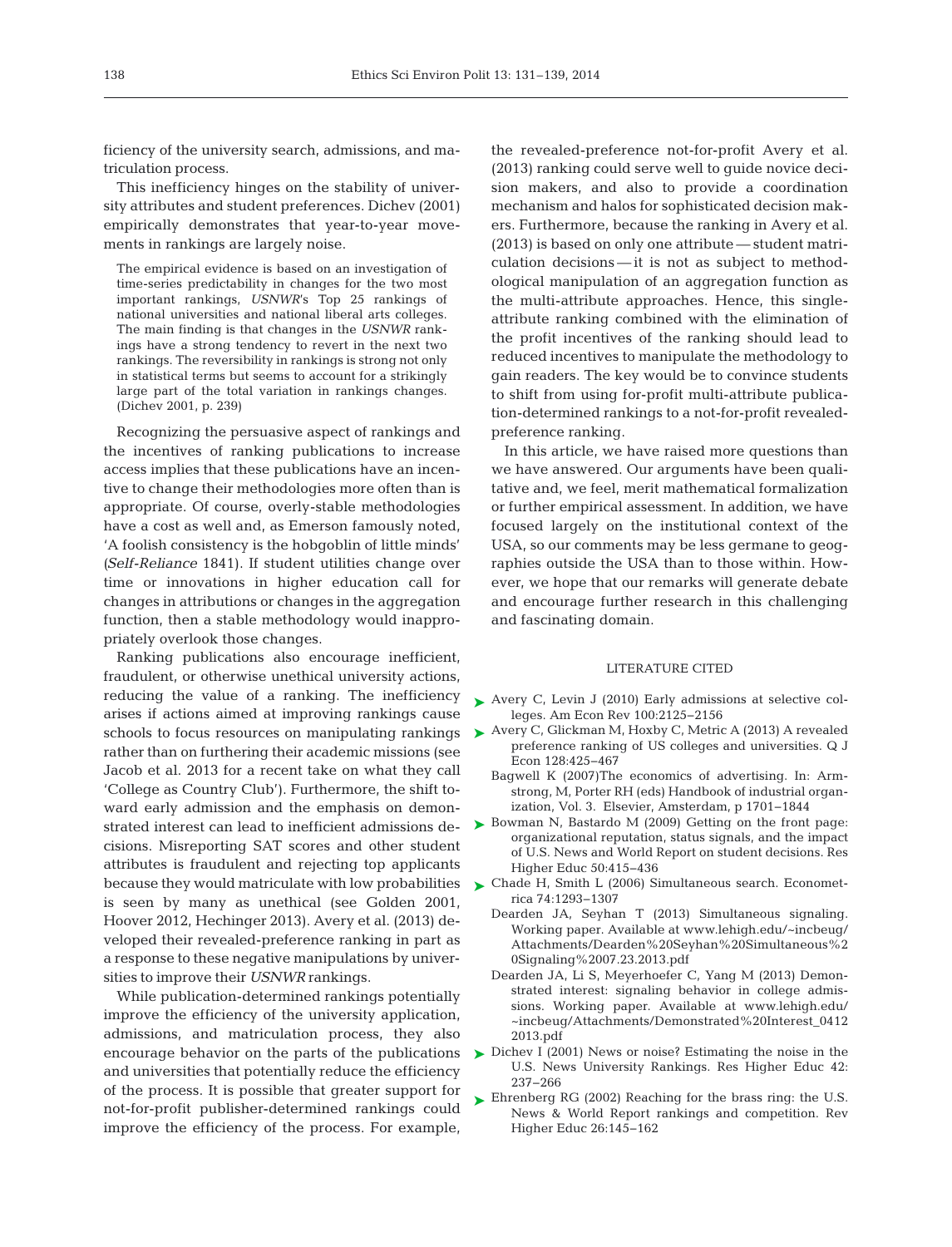ficiency of the university search, admissions, and matriculation process.

This inefficiency hinges on the stability of university attributes and student preferences. Dichev (2001) empirically demonstrates that year-to-year movements in rankings are largely noise.

> The empirical evidence is based on an investigation of time-series predictability in changes for the two most important rankings, *USNWR*'s Top 25 rankings of national universities and national liberal arts colleges. The main finding is that changes in the *USNWR* rankings have a strong tendency to revert in the next two rankings. The reversibility in rankings is strong not only in statistical terms but seems to account for a strikingly large part of the total variation in rankings changes. (Dichev 2001, p. 239)

Recognizing the persuasive aspect of rankings and the incentives of ranking publications to increase access implies that these publications have an incentive to change their methodologies more often than is appropriate. Of course, overly-stable methodologies have a cost as well and, as Emerson famously noted, 'A foolish consistency is the hobgoblin of little minds' (*Self-Reliance* 1841). If student utilities change over time or innovations in higher education call for changes in attributions or changes in the aggregation function, then a stable methodology would inappropriately overlook those changes.

Ranking publications also encourage inefficient, fraudulent, or otherwise unethical university actions, reducing the value of a ranking. The inefficiency arises if actions aimed at improving rankings cause schools to focus resources on manipulating rankings rather than on furthering their academic missions (see Jacob et al. 2013 for a recent take on what they call 'College as Country Club'). Furthermore, the shift toward early admission and the emphasis on demonstrated interest can lead to inefficient admissions decisions. Misreporting SAT scores and other student attributes is fraudulent and rejecting top applicants because they would matriculate with low probabilities is seen by many as unethical (see Golden 2001, Hoover 2012, Hechinger 2013). Avery et al. (2013) developed their revealed-preference ranking in part as a response to these negative manipulations by universities to improve their *USNWR* rankings.

While publication-determined rankings potentially improve the efficiency of the university application, admissions, and matriculation process, they also encourage behavior on the parts of the publications and universities that potentially reduce the efficiency of the process. It is possible that greater support for not-for-profit publisher-determined rankings could improve the efficiency of the process. For example, the revealed-preference not-for-profit Avery et al. (2013) ranking could serve well to guide novice decision makers, and also to provide a coordination mechanism and halos for sophisticated decision makers. Furthermore, because the ranking in Avery et al. (2013) is based on only one attribute — student matriculation decisions — it is not as subject to methodological manipulation of an aggregation function as the multi-attribute approaches. Hence, this single-attribute ranking combined with the elimination of the profit incentives of the ranking should lead to reduced incentives to manipulate the methodology to gain readers. The key would be to convince students to shift from using for-profit multi-attribute publication-determined rankings to a not-for-profit revealed-preference ranking.

In this article, we have raised more questions than we have answered. Our arguments have been qualitative and, we feel, merit mathematical formalization or further empirical assessment. In addition, we have focused largely on the institutional context of the USA, so our comments may be less germane to geographies outside the USA than to those within. However, we hope that our remarks will generate debate and encourage further research in this challenging and fascinating domain.

## LITERATURE CITED

- Avery C, Levin J (2010) Early admissions at selective colleges. Am Econ Rev 100:2125–2156
- Avery C, Glickman M, Hoxby C, Metric A (2013) A revealed preference ranking of US colleges and universities. Q J Econ 128:425–467
- Bagwell K (2007)The economics of advertising. In: Armstrong, M, Porter RH (eds) Handbook of industrial organization, Vol. 3. Elsevier, Amsterdam, p 1701–1844
- Bowman N, Bastardo M (2009) Getting on the front page: organizational reputation, status signals, and the impact of U.S. News and World Report on student decisions. Res Higher Educ 50:415–436
- Chade H, Smith L (2006) Simultaneous search. Econometrica 74:1293–1307
- Dearden JA, Seyhan T (2013) Simultaneous signaling. Working paper. Available at www.lehigh.edu/~incbeug/Attachments/Dearden%20Seyhan%20Simultaneous%20Signaling%2007.23.2013.pdf
- Dearden JA, Li S, Meyerhoefer C, Yang M (2013) Demonstrated interest: signaling behavior in college admissions. Working paper. Available at www.lehigh.edu/~incbeug/Attachments/Demonstrated%20Interest_04122013.pdf
- Dichev I (2001) News or noise? Estimating the noise in the U.S. News University Rankings. Res Higher Educ 42: 237–266
- Ehrenberg RG (2002) Reaching for the brass ring: the U.S. News & World Report rankings and competition. Rev Higher Educ 26:145–162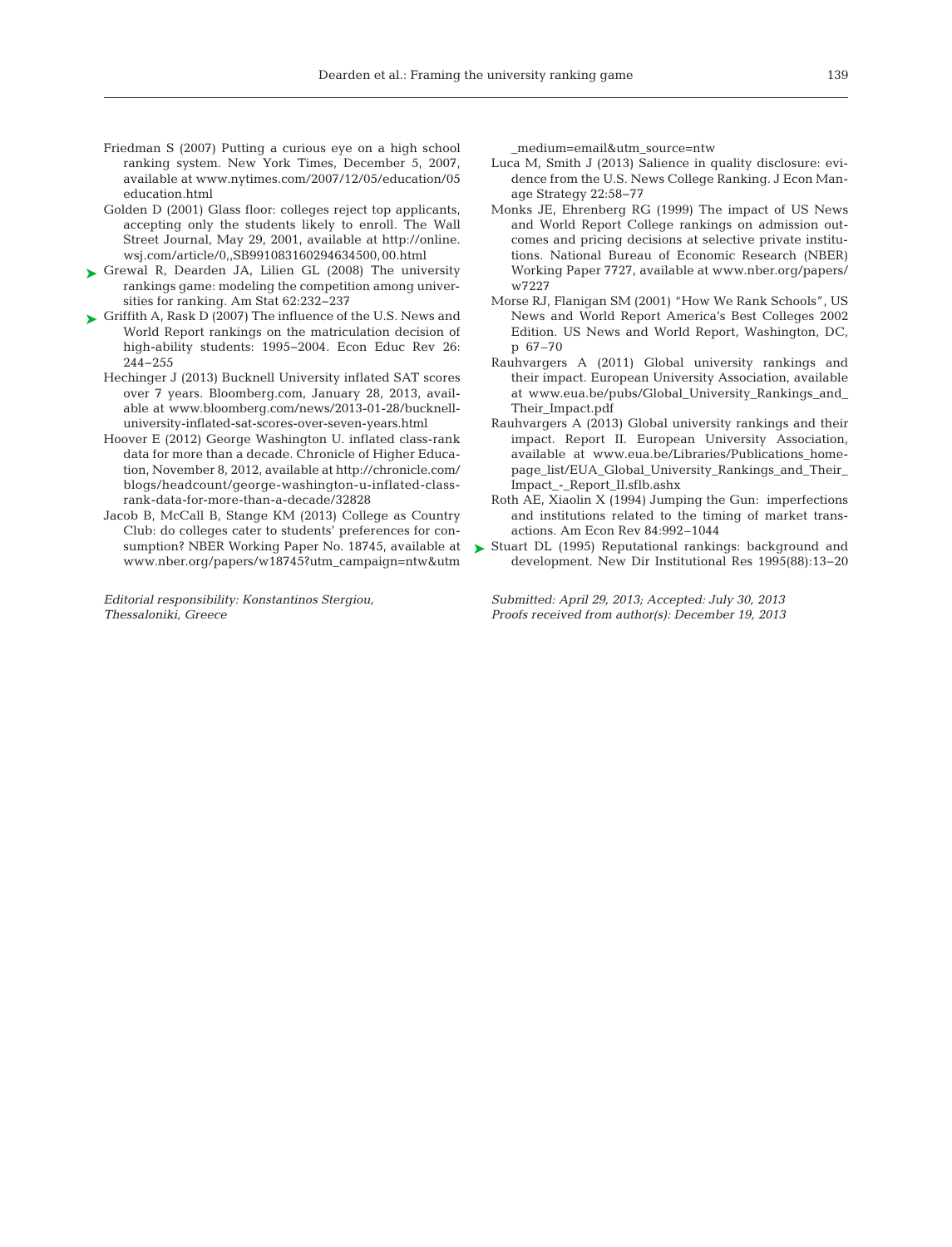Friedman S (2007) Putting a curious eye on a high school ranking system. New York Times, December 5, 2007, available at www.nytimes.com/2007/12/05/education/05education.html

Golden D (2001) Glass floor: colleges reject top applicants, accepting only the students likely to enroll. The Wall Street Journal, May 29, 2001, available at http://online.wsj.com/article/0,,SB991083160294634500,00.html

Grewal R, Dearden JA, Lilien GL (2008) The university rankings game: modeling the competition among universities for ranking. Am Stat 62:232−237

Griffith A, Rask D (2007) The influence of the U.S. News and World Report rankings on the matriculation decision of high-ability students: 1995−2004. Econ Educ Rev 26: 244−255

Hechinger J (2013) Bucknell University inflated SAT scores over 7 years. Bloomberg.com, January 28, 2013, available at www.bloomberg.com/news/2013-01-28/bucknell-university-inflated-sat-scores-over-seven-years.html

Hoover E (2012) George Washington U. inflated class-rank data for more than a decade. Chronicle of Higher Education, November 8, 2012, available at http://chronicle.com/blogs/headcount/george-washington-u-inflated-class-rank-data-for-more-than-a-decade/32828

Jacob B, McCall B, Stange KM (2013) College as Country Club: do colleges cater to students' preferences for consumption? NBER Working Paper No. 18745, available at www.nber.org/papers/w18745?utm_campaign=ntw&utm_medium=email&utm_source=ntw

Luca M, Smith J (2013) Salience in quality disclosure: evidence from the U.S. News College Ranking. J Econ Manage Strategy 22:58−77

Monks JE, Ehrenberg RG (1999) The impact of US News and World Report College rankings on admission outcomes and pricing decisions at selective private institutions. National Bureau of Economic Research (NBER) Working Paper 7727, available at www.nber.org/papers/w7227

Morse RJ, Flanigan SM (2001) "How We Rank Schools", US News and World Report America's Best Colleges 2002 Edition. US News and World Report, Washington, DC, p 67−70

Rauhvargers A (2011) Global university rankings and their impact. European University Association, available at www.eua.be/pubs/Global_University_Rankings_and_Their_Impact.pdf

Rauhvargers A (2013) Global university rankings and their impact. Report II. European University Association, available at www.eua.be/Libraries/Publications_homepage_list/EUA_Global_University_Rankings_and_Their_Impact_-_Report_II.sflb.ashx

Roth AE, Xiaolin X (1994) Jumping the Gun: imperfections and institutions related to the timing of market transactions. Am Econ Rev 84:992−1044

Stuart DL (1995) Reputational rankings: background and development. New Dir Institutional Res 1995(88):13−20

*Editorial responsibility: Konstantinos Stergiou, Thessaloniki, Greece*

*Submitted: April 29, 2013; Accepted: July 30, 2013*
*Proofs received from author(s): December 19, 2013*